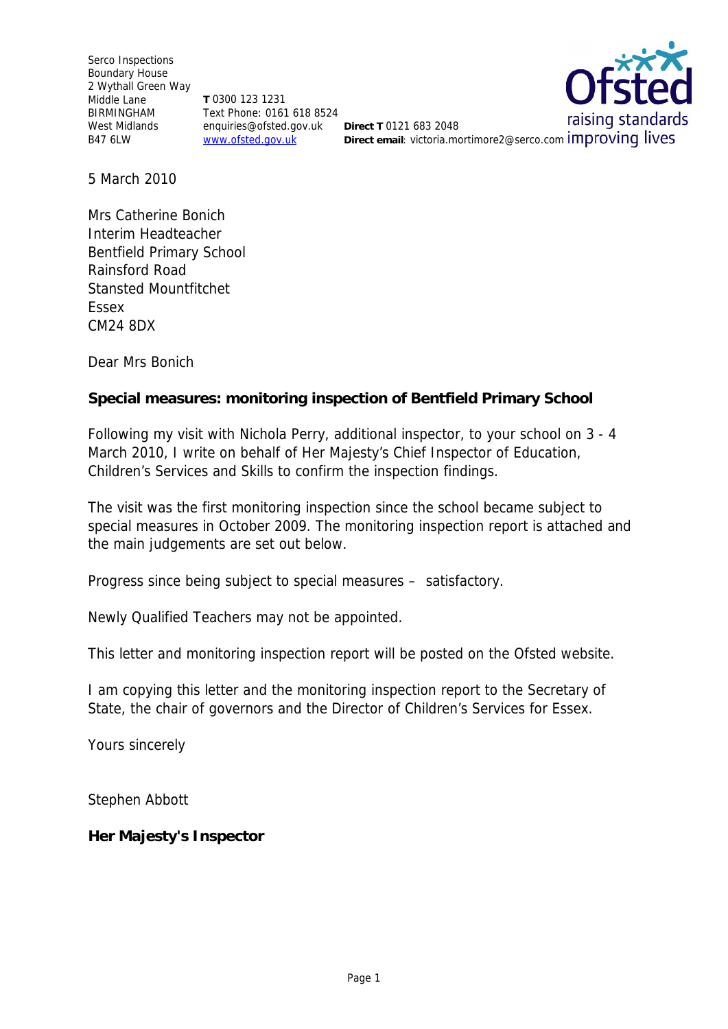Serco Inspections
Boundary House
2 Wythall Green Way
Middle Lane
BIRMINGHAM
West Midlands
B47 6LW

**T** 0300 123 1231
Text Phone: 0161 618 8524
enquiries@ofsted.gov.uk
www.ofsted.gov.uk

**Direct T** 0121 683 2048
**Direct email**: victoria.mortimore2@serco.com

5 March 2010

Mrs Catherine Bonich
Interim Headteacher
Bentfield Primary School
Rainsford Road
Stansted Mountfitchet
Essex
CM24 8DX

Dear Mrs Bonich

**Special measures: monitoring inspection of Bentfield Primary School**

Following my visit with Nichola Perry, additional inspector, to your school on 3 - 4 March 2010, I write on behalf of Her Majesty's Chief Inspector of Education, Children's Services and Skills to confirm the inspection findings.

The visit was the first monitoring inspection since the school became subject to special measures in October 2009. The monitoring inspection report is attached and the main judgements are set out below.

Progress since being subject to special measures – satisfactory.

Newly Qualified Teachers may not be appointed.

This letter and monitoring inspection report will be posted on the Ofsted website.

I am copying this letter and the monitoring inspection report to the Secretary of State, the chair of governors and the Director of Children's Services for Essex.

Yours sincerely

Stephen Abbott

**Her Majesty's Inspector**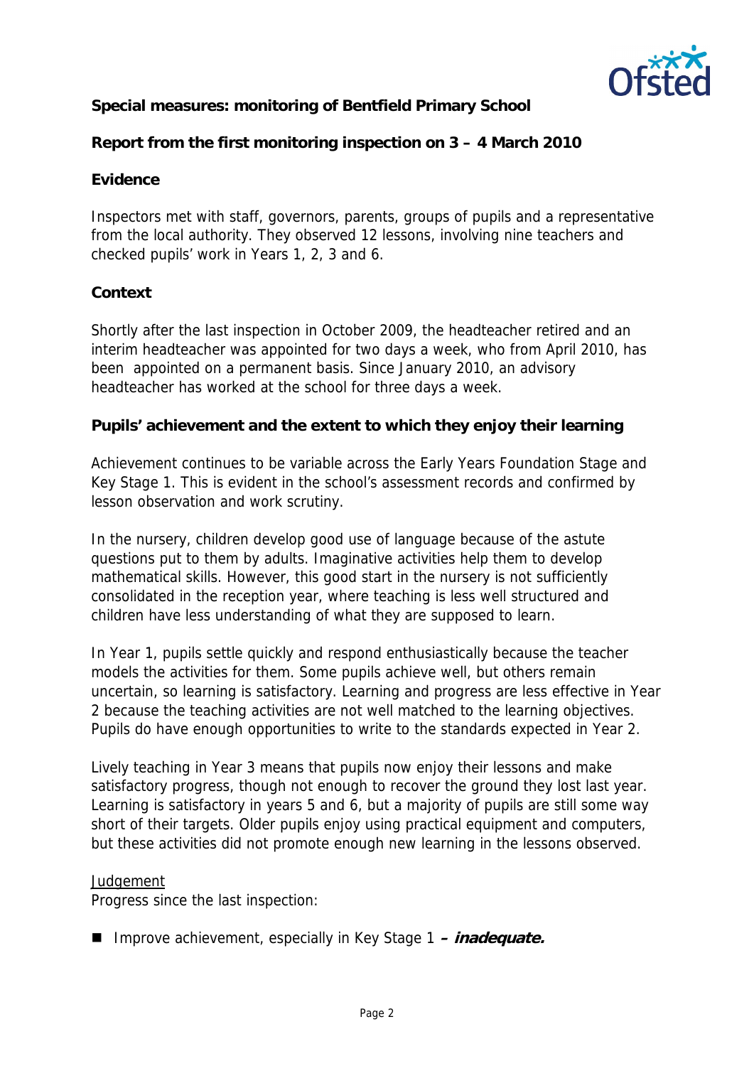**Special measures: monitoring of Bentfield Primary School**

**Report from the first monitoring inspection on 3 – 4 March 2010**

**Evidence**

Inspectors met with staff, governors, parents, groups of pupils and a representative from the local authority. They observed 12 lessons, involving nine teachers and checked pupils' work in Years 1, 2, 3 and 6.

**Context**

Shortly after the last inspection in October 2009, the headteacher retired and an interim headteacher was appointed for two days a week, who from April 2010, has been appointed on a permanent basis. Since January 2010, an advisory headteacher has worked at the school for three days a week.

**Pupils' achievement and the extent to which they enjoy their learning**

Achievement continues to be variable across the Early Years Foundation Stage and Key Stage 1. This is evident in the school's assessment records and confirmed by lesson observation and work scrutiny.

In the nursery, children develop good use of language because of the astute questions put to them by adults. Imaginative activities help them to develop mathematical skills. However, this good start in the nursery is not sufficiently consolidated in the reception year, where teaching is less well structured and children have less understanding of what they are supposed to learn.

In Year 1, pupils settle quickly and respond enthusiastically because the teacher models the activities for them. Some pupils achieve well, but others remain uncertain, so learning is satisfactory. Learning and progress are less effective in Year 2 because the teaching activities are not well matched to the learning objectives. Pupils do have enough opportunities to write to the standards expected in Year 2.

Lively teaching in Year 3 means that pupils now enjoy their lessons and make satisfactory progress, though not enough to recover the ground they lost last year. Learning is satisfactory in years 5 and 6, but a majority of pupils are still some way short of their targets. Older pupils enjoy using practical equipment and computers, but these activities did not promote enough new learning in the lessons observed.

Judgement

Progress since the last inspection:

- Improve achievement, especially in Key Stage 1 **– *inadequate.***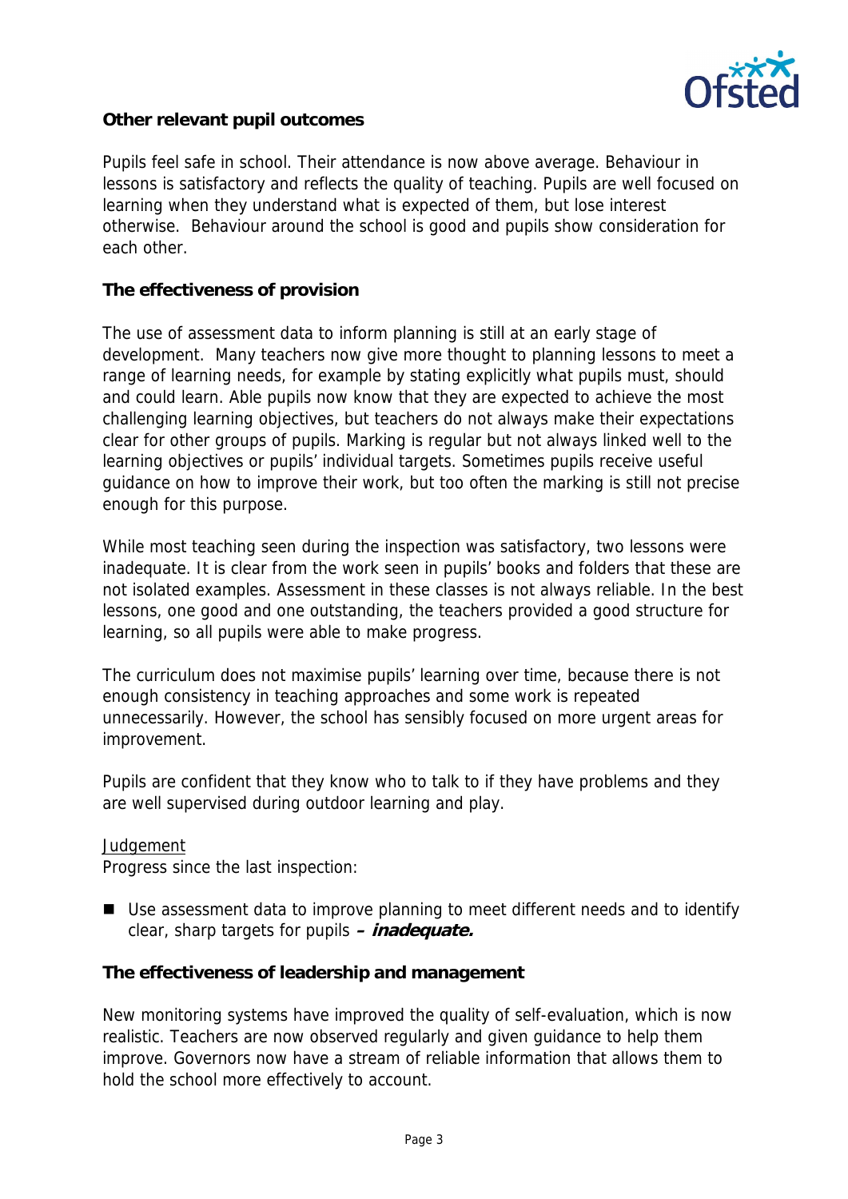**Other relevant pupil outcomes**

Pupils feel safe in school. Their attendance is now above average. Behaviour in lessons is satisfactory and reflects the quality of teaching. Pupils are well focused on learning when they understand what is expected of them, but lose interest otherwise. Behaviour around the school is good and pupils show consideration for each other.

**The effectiveness of provision**

The use of assessment data to inform planning is still at an early stage of development. Many teachers now give more thought to planning lessons to meet a range of learning needs, for example by stating explicitly what pupils must, should and could learn. Able pupils now know that they are expected to achieve the most challenging learning objectives, but teachers do not always make their expectations clear for other groups of pupils. Marking is regular but not always linked well to the learning objectives or pupils' individual targets. Sometimes pupils receive useful guidance on how to improve their work, but too often the marking is still not precise enough for this purpose.

While most teaching seen during the inspection was satisfactory, two lessons were inadequate. It is clear from the work seen in pupils' books and folders that these are not isolated examples. Assessment in these classes is not always reliable. In the best lessons, one good and one outstanding, the teachers provided a good structure for learning, so all pupils were able to make progress.

The curriculum does not maximise pupils' learning over time, because there is not enough consistency in teaching approaches and some work is repeated unnecessarily. However, the school has sensibly focused on more urgent areas for improvement.

Pupils are confident that they know who to talk to if they have problems and they are well supervised during outdoor learning and play.

Judgement

Progress since the last inspection:

- Use assessment data to improve planning to meet different needs and to identify clear, sharp targets for pupils ***– inadequate.***

**The effectiveness of leadership and management**

New monitoring systems have improved the quality of self-evaluation, which is now realistic. Teachers are now observed regularly and given guidance to help them improve. Governors now have a stream of reliable information that allows them to hold the school more effectively to account.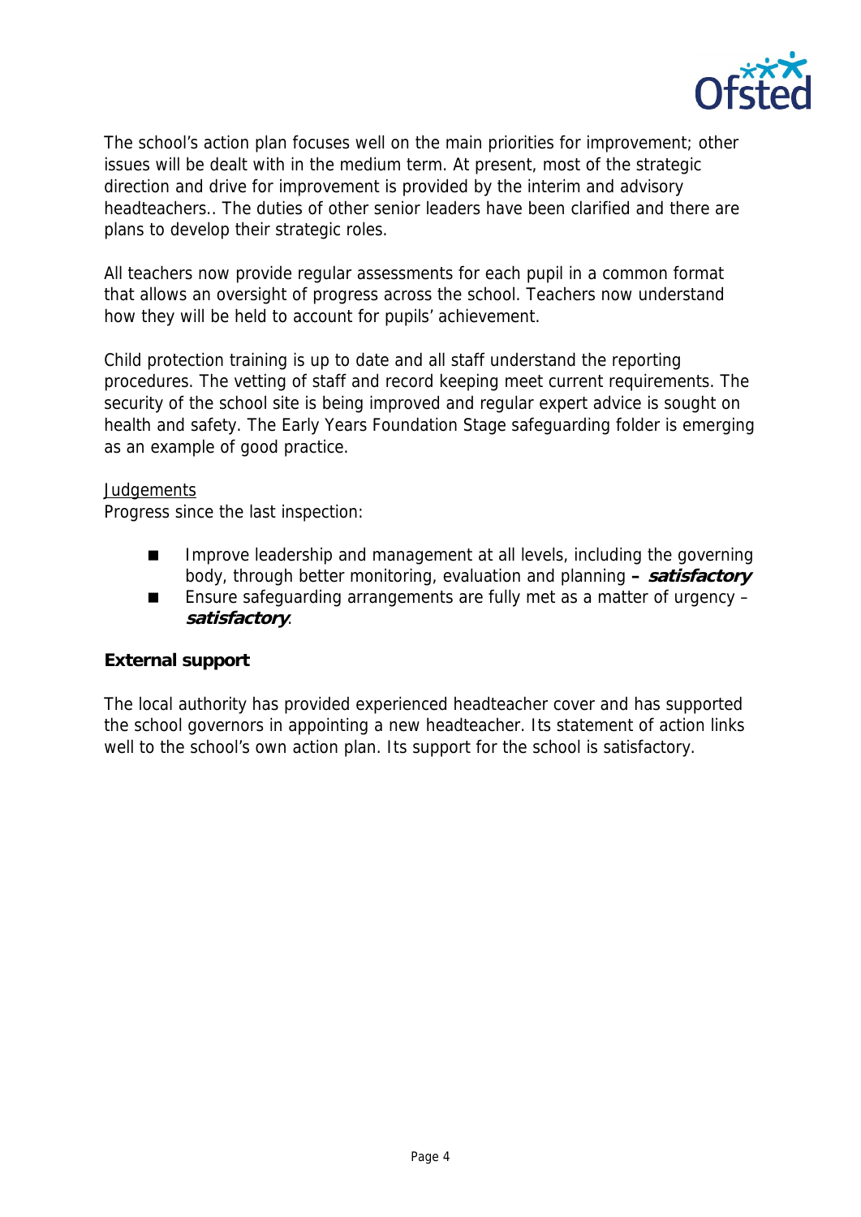The school's action plan focuses well on the main priorities for improvement; other issues will be dealt with in the medium term. At present, most of the strategic direction and drive for improvement is provided by the interim and advisory headteachers.. The duties of other senior leaders have been clarified and there are plans to develop their strategic roles.

All teachers now provide regular assessments for each pupil in a common format that allows an oversight of progress across the school. Teachers now understand how they will be held to account for pupils' achievement.

Child protection training is up to date and all staff understand the reporting procedures. The vetting of staff and record keeping meet current requirements. The security of the school site is being improved and regular expert advice is sought on health and safety. The Early Years Foundation Stage safeguarding folder is emerging as an example of good practice.

Judgements

Progress since the last inspection:

- Improve leadership and management at all levels, including the governing body, through better monitoring, evaluation and planning **– *satisfactory***
- Ensure safeguarding arrangements are fully met as a matter of urgency – ***satisfactory***.

**External support**

The local authority has provided experienced headteacher cover and has supported the school governors in appointing a new headteacher. Its statement of action links well to the school's own action plan. Its support for the school is satisfactory.